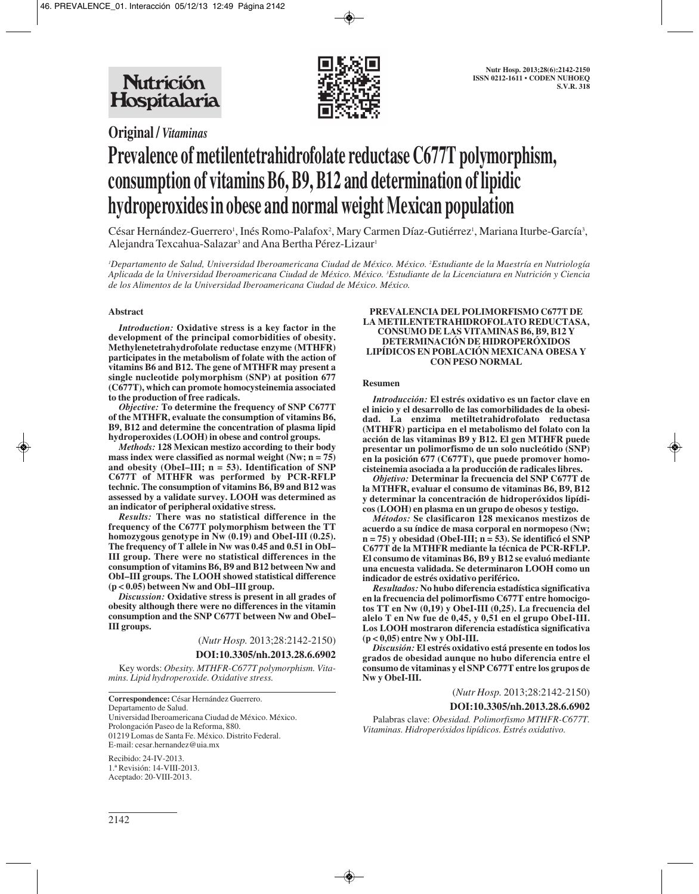**Original / *Vitaminas***

# Prevalence of metilentetrahidrofolate reductase C677T polymorphism, consumption of vitamins B6, B9, B12 and determination of lipidic hydroperoxides in obese and normal weight Mexican population

César Hernández-Guerrero[1], Inés Romo-Palafox[2], Mary Carmen Díaz-Gutiérrez[1], Mariana Iturbe-García[3], Alejandra Texcahua-Salazar[3] and Ana Bertha Pérez-Lizaur[1]

*[1]Departamento de Salud, Universidad Iberoamericana Ciudad de México. México. [2]Estudiante de la Maestría en Nutriología Aplicada de la Universidad Iberoamericana Ciudad de México. México. [3]Estudiante de la Licenciatura en Nutrición y Ciencia de los Alimentos de la Universidad Iberoamericana Ciudad de México. México.*

## Abstract

***Introduction:*** **Oxidative stress is a key factor in the development of the principal comorbidities of obesity. Methylenetetrahydrofolate reductase enzyme (MTHFR) participates in the metabolism of folate with the action of vitamins B6 and B12. The gene of MTHFR may present a single nucleotide polymorphism (SNP) at position 677 (C677T), which can promote homocysteinemia associated to the production of free radicals.**

***Objective:*** **To determine the frequency of SNP C677T of the MTHFR, evaluate the consumption of vitamins B6, B9, B12 and determine the concentration of plasma lipid hydroperoxides (LOOH) in obese and control groups.**

***Methods:*** **128 Mexican mestizo according to their body mass index were classified as normal weight (Nw; n = 75) and obesity (ObeI–III; n = 53). Identification of SNP C677T of MTHFR was performed by PCR-RFLP technic. The consumption of vitamins B6, B9 and B12 was assessed by a validate survey. LOOH was determined as an indicator of peripheral oxidative stress.**

***Results:*** **There was no statistical difference in the frequency of the C677T polymorphism between the TT homozygous genotype in Nw (0.19) and ObeI-III (0.25). The frequency of T allele in Nw was 0.45 and 0.51 in ObI–III group. There were no statistical differences in the consumption of vitamins B6, B9 and B12 between Nw and ObI–III groups. The LOOH showed statistical difference (p < 0.05) between Nw and ObI–III group.**

***Discussion:*** **Oxidative stress is present in all grades of obesity although there were no differences in the vitamin consumption and the SNP C677T between Nw and ObeI–III groups.**

(*Nutr Hosp.* 2013;28:2142-2150)

**DOI:10.3305/nh.2013.28.6.6902**

Key words: *Obesity. MTHFR-C677T polymorphism. Vitamins. Lipid hydroperoxide. Oxidative stress.*

**Correspondence:** César Hernández Guerrero.
Departamento de Salud.
Universidad Iberoamericana Ciudad de México. México.
Prolongación Paseo de la Reforma, 880.
01219 Lomas de Santa Fe. México. Distrito Federal.
E-mail: cesar.hernandez@uia.mx

Recibido: 24-IV-2013.
1.ª Revisión: 14-VIII-2013.
Aceptado: 20-VIII-2013.

## PREVALENCIA DEL POLIMORFISMO C677T DE LA METILENTETRAHIDROFOLATO REDUCTASA, CONSUMO DE LAS VITAMINAS B6, B9, B12 Y DETERMINACIÓN DE HIDROPERÓXIDOS LIPÍDICOS EN POBLACIÓN MEXICANA OBESA Y CON PESO NORMAL

## Resumen

***Introducción:*** **El estrés oxidativo es un factor clave en el inicio y el desarrollo de las comorbilidades de la obesidad. La enzima metiltetrahidrofolato reductasa (MTHFR) participa en el metabolismo del folato con la acción de las vitaminas B9 y B12. El gen MTHFR puede presentar un polimorfismo de un solo nucleótido (SNP) en la posición 677 (C677T), que puede promover homocisteinemia asociada a la producción de radicales libres.**

***Objetivo:*** **Determinar la frecuencia del SNP C677T de la MTHFR, evaluar el consumo de vitaminas B6, B9, B12 y determinar la concentración de hidroperóxidos lipídicos (LOOH) en plasma en un grupo de obesos y testigo.**

***Métodos:*** **Se clasificaron 128 mexicanos mestizos de acuerdo a su índice de masa corporal en normopeso (Nw; n = 75) y obesidad (ObeI-III; n = 53). Se identificó el SNP C677T de la MTHFR mediante la técnica de PCR-RFLP. El consumo de vitaminas B6, B9 y B12 se evaluó mediante una encuesta validada. Se determinaron LOOH como un indicador de estrés oxidativo periférico.**

***Resultados:*** **No hubo diferencia estadística significativa en la frecuencia del polimorfismo C677T entre homocigotos TT en Nw (0,19) y ObeI-III (0,25). La frecuencia del alelo T en Nw fue de 0,45, y 0,51 en el grupo ObeI-III. Los LOOH mostraron diferencia estadística significativa (p < 0,05) entre Nw y ObI-III.**

***Discusión:*** **El estrés oxidativo está presente en todos los grados de obesidad aunque no hubo diferencia entre el consumo de vitaminas y el SNP C677T entre los grupos de Nw y ObeI-III.**

(*Nutr Hosp.* 2013;28:2142-2150)

**DOI:10.3305/nh.2013.28.6.6902**

Palabras clave: *Obesidad. Polimorfismo MTHFR-C677T. Vitaminas. Hidroperóxidos lipídicos. Estrés oxidativo.*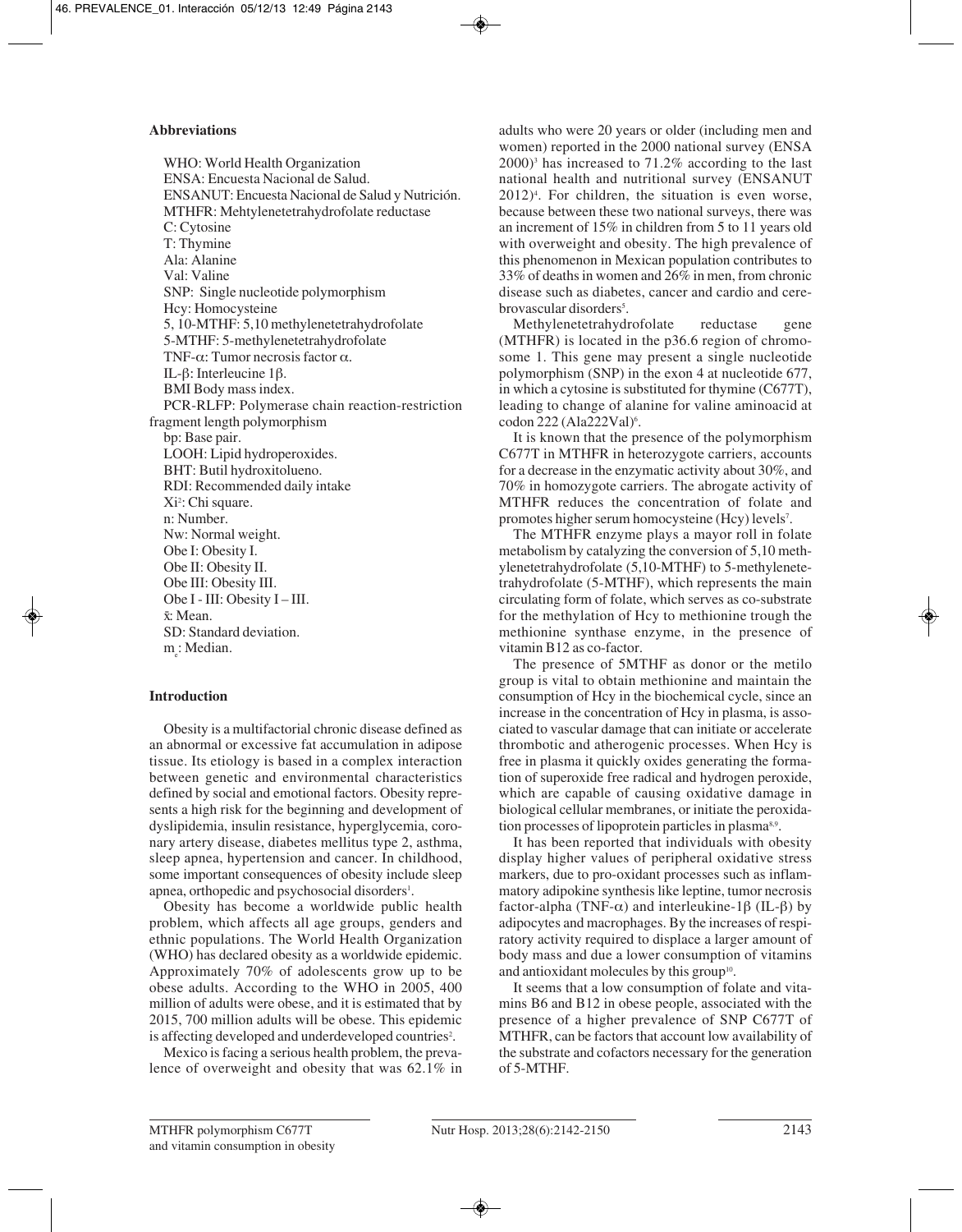### Abbreviations

WHO: World Health Organization
ENSA: Encuesta Nacional de Salud.
ENSANUT: Encuesta Nacional de Salud y Nutrición.
MTHFR: Mehtylenetetrahydrofolate reductase
C: Cytosine
T: Thymine
Ala: Alanine
Val: Valine
SNP: Single nucleotide polymorphism
Hcy: Homocysteine
5, 10-MTHF: 5,10 methylenetetrahydrofolate
5-MTHF: 5-methylenetetrahydrofolate
TNF-α: Tumor necrosis factor α.
IL-β: Interleucine 1β.
BMI Body mass index.
PCR-RLFP: Polymerase chain reaction-restriction fragment length polymorphism
bp: Base pair.
LOOH: Lipid hydroperoxides.
BHT: Butil hydroxitolueno.
RDI: Recommended daily intake
$Xi^2$: Chi square.
n: Number.
Nw: Normal weight.
Obe I: Obesity I.
Obe II: Obesity II.
Obe III: Obesity III.
Obe I - III: Obesity I – III.
$\bar{x}$: Mean.
SD: Standard deviation.
$m_e$: Median.

### Introduction

Obesity is a multifactorial chronic disease defined as an abnormal or excessive fat accumulation in adipose tissue. Its etiology is based in a complex interaction between genetic and environmental characteristics defined by social and emotional factors. Obesity represents a high risk for the beginning and development of dyslipidemia, insulin resistance, hyperglycemia, coronary artery disease, diabetes mellitus type 2, asthma, sleep apnea, hypertension and cancer. In childhood, some important consequences of obesity include sleep apnea, orthopedic and psychosocial disorders[1].

Obesity has become a worldwide public health problem, which affects all age groups, genders and ethnic populations. The World Health Organization (WHO) has declared obesity as a worldwide epidemic. Approximately 70% of adolescents grow up to be obese adults. According to the WHO in 2005, 400 million of adults were obese, and it is estimated that by 2015, 700 million adults will be obese. This epidemic is affecting developed and underdeveloped countries[2].

Mexico is facing a serious health problem, the prevalence of overweight and obesity that was 62.1% in adults who were 20 years or older (including men and women) reported in the 2000 national survey (ENSA 2000)[3] has increased to 71.2% according to the last national health and nutritional survey (ENSANUT 2012)[4]. For children, the situation is even worse, because between these two national surveys, there was an increment of 15% in children from 5 to 11 years old with overweight and obesity. The high prevalence of this phenomenon in Mexican population contributes to 33% of deaths in women and 26% in men, from chronic disease such as diabetes, cancer and cardio and cerebrovascular disorders[5].

Methylenetetrahydrofolate reductase gene (MTHFR) is located in the p36.6 region of chromosome 1. This gene may present a single nucleotide polymorphism (SNP) in the exon 4 at nucleotide 677, in which a cytosine is substituted for thymine (C677T), leading to change of alanine for valine aminoacid at codon 222 (Ala222Val)[6].

It is known that the presence of the polymorphism C677T in MTHFR in heterozygote carriers, accounts for a decrease in the enzymatic activity about 30%, and 70% in homozygote carriers. The abrogate activity of MTHFR reduces the concentration of folate and promotes higher serum homocysteine (Hcy) levels[7].

The MTHFR enzyme plays a mayor roll in folate metabolism by catalyzing the conversion of 5,10 methylenetetrahydrofolate (5,10-MTHF) to 5-methylenetetrahydrofolate (5-MTHF), which represents the main circulating form of folate, which serves as co-substrate for the methylation of Hcy to methionine trough the methionine synthase enzyme, in the presence of vitamin B12 as co-factor.

The presence of 5MTHF as donor or the metilo group is vital to obtain methionine and maintain the consumption of Hcy in the biochemical cycle, since an increase in the concentration of Hcy in plasma, is associated to vascular damage that can initiate or accelerate thrombotic and atherogenic processes. When Hcy is free in plasma it quickly oxides generating the formation of superoxide free radical and hydrogen peroxide, which are capable of causing oxidative damage in biological cellular membranes, or initiate the peroxidation processes of lipoprotein particles in plasma[8,9].

It has been reported that individuals with obesity display higher values of peripheral oxidative stress markers, due to pro-oxidant processes such as inflammatory adipokine synthesis like leptine, tumor necrosis factor-alpha (TNF-α) and interleukine-1β (IL-β) by adipocytes and macrophages. By the increases of respiratory activity required to displace a larger amount of body mass and due a lower consumption of vitamins and antioxidant molecules by this group[10].

It seems that a low consumption of folate and vitamins B6 and B12 in obese people, associated with the presence of a higher prevalence of SNP C677T of MTHFR, can be factors that account low availability of the substrate and cofactors necessary for the generation of 5-MTHF.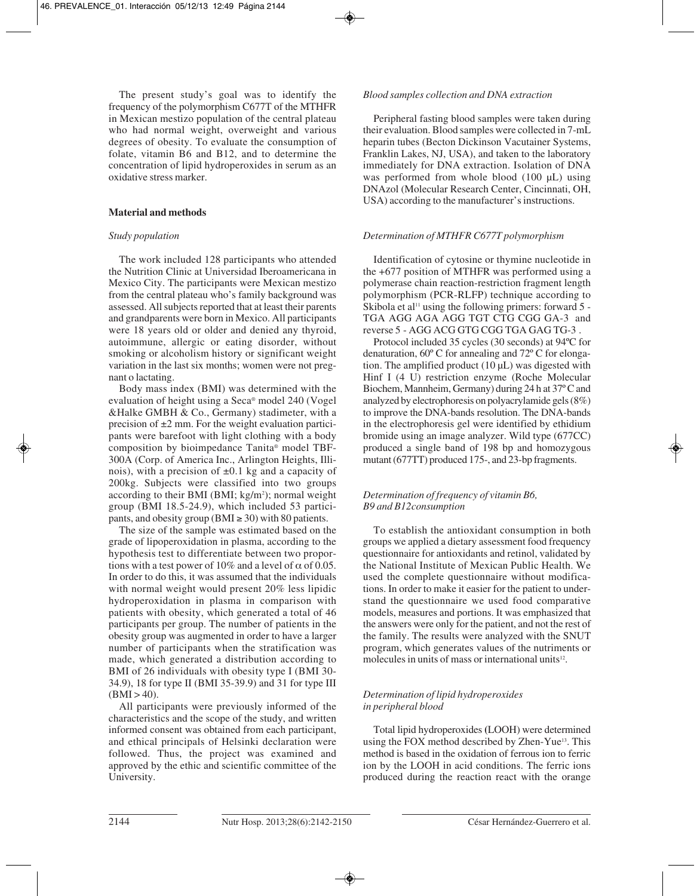The present study's goal was to identify the frequency of the polymorphism C677T of the MTHFR in Mexican mestizo population of the central plateau who had normal weight, overweight and various degrees of obesity. To evaluate the consumption of folate, vitamin B6 and B12, and to determine the concentration of lipid hydroperoxides in serum as an oxidative stress marker.

## Material and methods

### *Study population*

The work included 128 participants who attended the Nutrition Clinic at Universidad Iberoamericana in Mexico City. The participants were Mexican mestizo from the central plateau who's family background was assessed. All subjects reported that at least their parents and grandparents were born in Mexico. All participants were 18 years old or older and denied any thyroid, autoimmune, allergic or eating disorder, without smoking or alcoholism history or significant weight variation in the last six months; women were not pregnant o lactating.

Body mass index (BMI) was determined with the evaluation of height using a Seca® model 240 (Vogel &Halke GMBH & Co., Germany) stadimeter, with a precision of ±2 mm. For the weight evaluation participants were barefoot with light clothing with a body composition by bioimpedance Tanita® model TBF-300A (Corp. of America Inc., Arlington Heights, Illinois), with a precision of ±0.1 kg and a capacity of 200kg. Subjects were classified into two groups according to their BMI (BMI; kg/m$^2$); normal weight group (BMI 18.5-24.9), which included 53 participants, and obesity group (BMI ≥ 30) with 80 patients.

The size of the sample was estimated based on the grade of lipoperoxidation in plasma, according to the hypothesis test to differentiate between two proportions with a test power of 10% and a level of $\alpha$ of 0.05. In order to do this, it was assumed that the individuals with normal weight would present 20% less lipidic hydroperoxidation in plasma in comparison with patients with obesity, which generated a total of 46 participants per group. The number of patients in the obesity group was augmented in order to have a larger number of participants when the stratification was made, which generated a distribution according to BMI of 26 individuals with obesity type I (BMI 30-34.9), 18 for type II (BMI 35-39.9) and 31 for type III (BMI > 40).

All participants were previously informed of the characteristics and the scope of the study, and written informed consent was obtained from each participant, and ethical principals of Helsinki declaration were followed. Thus, the project was examined and approved by the ethic and scientific committee of the University.

### *Blood samples collection and DNA extraction*

Peripheral fasting blood samples were taken during their evaluation. Blood samples were collected in 7-mL heparin tubes (Becton Dickinson Vacutainer Systems, Franklin Lakes, NJ, USA), and taken to the laboratory immediately for DNA extraction. Isolation of DNA was performed from whole blood (100 µL) using DNAzol (Molecular Research Center, Cincinnati, OH, USA) according to the manufacturer's instructions.

### *Determination of MTHFR C677T polymorphism*

Identification of cytosine or thymine nucleotide in the +677 position of MTHFR was performed using a polymerase chain reaction-restriction fragment length polymorphism (PCR-RLFP) technique according to Skibola et al[11] using the following primers: forward 5 - TGA AGG AGA AGG TGT CTG CGG GA-3 and reverse 5 - AGG ACG GTG CGG TGA GAG TG-3 .

Protocol included 35 cycles (30 seconds) at 94ºC for denaturation, 60º C for annealing and 72º C for elongation. The amplified product (10 µL) was digested with Hinf I (4 U) restriction enzyme (Roche Molecular Biochem, Mannheim, Germany) during 24 h at 37º C and analyzed by electrophoresis on polyacrylamide gels (8%) to improve the DNA-bands resolution. The DNA-bands in the electrophoresis gel were identified by ethidium bromide using an image analyzer. Wild type (677CC) produced a single band of 198 bp and homozygous mutant (677TT) produced 175-, and 23-bp fragments.

### *Determination of frequency of vitamin B6, B9 and B12consumption*

To establish the antioxidant consumption in both groups we applied a dietary assessment food frequency questionnaire for antioxidants and retinol, validated by the National Institute of Mexican Public Health. We used the complete questionnaire without modifications. In order to make it easier for the patient to understand the questionnaire we used food comparative models, measures and portions. It was emphasized that the answers were only for the patient, and not the rest of the family. The results were analyzed with the SNUT program, which generates values of the nutriments or molecules in units of mass or international units[12].

### *Determination of lipid hydroperoxides in peripheral blood*

Total lipid hydroperoxides (LOOH) were determined using the FOX method described by Zhen-Yue[13]. This method is based in the oxidation of ferrous ion to ferric ion by the LOOH in acid conditions. The ferric ions produced during the reaction react with the orange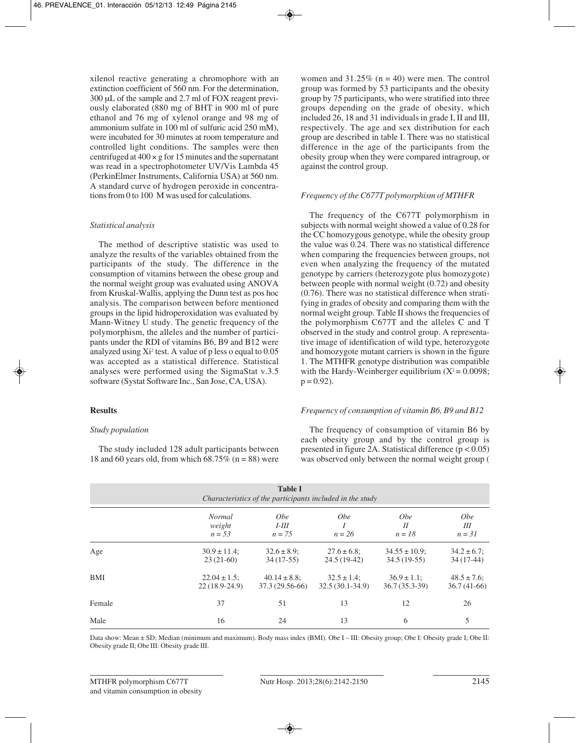xilenol reactive generating a chromophore with an extinction coefficient of 560 nm. For the determination, 300 µL of the sample and 2.7 ml of FOX reagent previously elaborated (880 mg of BHT in 900 ml of pure ethanol and 76 mg of xylenol orange and 98 mg of ammonium sulfate in 100 ml of sulfuric acid 250 mM), were incubated for 30 minutes at room temperature and controlled light conditions. The samples were then centrifuged at 400 × g for 15 minutes and the supernatant was read in a spectrophotometer UV/Vis Lambda 45 (PerkinElmer Instruments, California USA) at 560 nm. A standard curve of hydrogen peroxide in concentrations from 0 to 100 M was used for calculations.

### *Statistical analysis*

The method of descriptive statistic was used to analyze the results of the variables obtained from the participants of the study. The difference in the consumption of vitamins between the obese group and the normal weight group was evaluated using ANOVA from Kruskal-Wallis, applying the Dunn test as pos hoc analysis. The comparison between before mentioned groups in the lipid hidroperoxidation was evaluated by Mann-Witney U study. The genetic frequency of the polymorphism, the alleles and the number of participants under the RDI of vitamins B6, B9 and B12 were analyzed using $Xi^2$ test. A value of p less o equal to 0.05 was accepted as a statistical difference. Statistical analyses were performed using the SigmaStat v.3.5 software (Systat Software Inc., San Jose, CA, USA).

## Results

### *Study population*

The study included 128 adult participants between 18 and 60 years old, from which 68.75% (n = 88) were women and 31.25% (n = 40) were men. The control group was formed by 53 participants and the obesity group by 75 participants, who were stratified into three groups depending on the grade of obesity, which included 26, 18 and 31 individuals in grade I, II and III, respectively. The age and sex distribution for each group are described in table I. There was no statistical difference in the age of the participants from the obesity group when they were compared intragroup, or against the control group.

### *Frequency of the C677T polymorphism of MTHFR*

The frequency of the C677T polymorphism in subjects with normal weight showed a value of 0.28 for the CC homozygous genotype, while the obesity group the value was 0.24. There was no statistical difference when comparing the frequencies between groups, not even when analyzing the frequency of the mutated genotype by carriers (heterozygote plus homozygote) between people with normal weight (0.72) and obesity (0.76). There was no statistical difference when stratifying in grades of obesity and comparing them with the normal weight group. Table II shows the frequencies of the polymorphism C677T and the alleles C and T observed in the study and control group. A representative image of identification of wild type, heterozygote and homozygote mutant carriers is shown in the figure 1. The MTHFR genotype distribution was compatible with the Hardy-Weinberger equilibrium ($X^2 = 0.0098$; $p = 0.92$).

### *Frequency of consumption of vitamin B6, B9 and B12*

The frequency of consumption of vitamin B6 by each obesity group and by the control group is presented in figure 2A. Statistical difference ($p < 0.05$) was observed only between the normal weight group (

**Table I**
*Characteristics of the participants included in the study*

| | *Normal weight* *n = 53* | *Obe I-III* *n = 75* | *Obe I* *n = 26* | *Obe II* *n = 18* | *Obe III* *n = 31* |
|---|---|---|---|---|---|
| Age | 30.9 ± 11.4; 23 (21-60) | 32.6 ± 8.9; 34 (17-55) | 27.6 ± 6.8; 24.5 (19-42) | 34.55 ± 10.9; 34.5 (19-55) | 34.2 ± 6.7; 34 (17-44) |
| BMI | 22.04 ± 1.5; 22 (18.9-24.9) | 40.14 ± 8.8; 37.3 (29.56-66) | 32.5 ± 1.4; 32.5 (30.1-34.9) | 36.9 ± 1.1; 36.7 (35.3-39) | 48.5 ± 7.6; 36.7 (41-66) |
| Female | 37 | 51 | 13 | 12 | 26 |
| Male | 16 | 24 | 13 | 6 | 5 |

Data show: Mean ± SD; Median (minimum and maximum). Body mass index (BMI). Obe I – III: Obesity group; Obe I: Obesity grade I; Obe II: Obesity grade II; Obe III: Obesity grade III.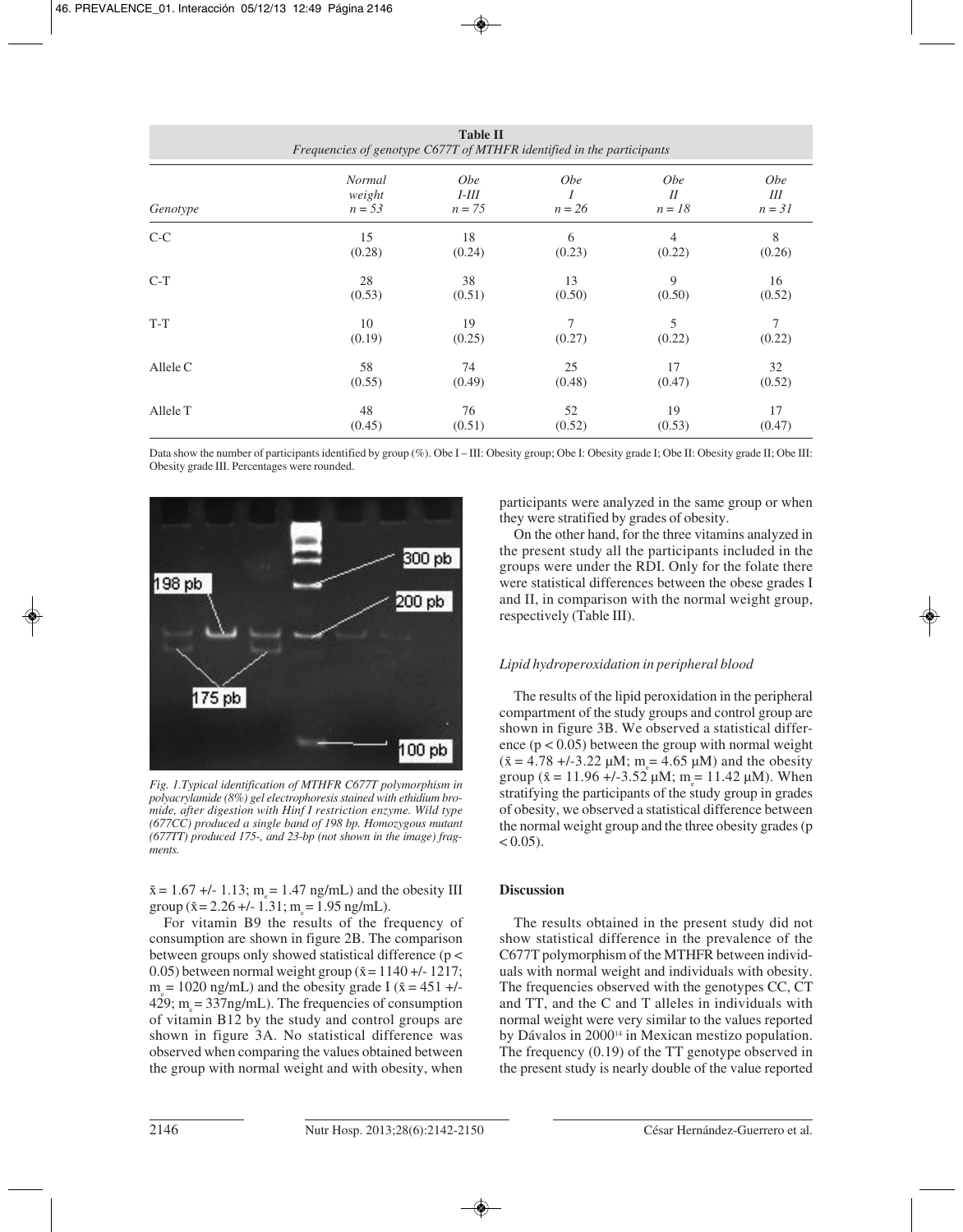**Table II**
*Frequencies of genotype C677T of MTHFR identified in the participants*

| Genotype | Normal weight n = 53 | Obe I-III n = 75 | Obe I n = 26 | Obe II n = 18 | Obe III n = 31 |
|---|---|---|---|---|---|
| C-C | 15 (0.28) | 18 (0.24) | 6 (0.23) | 4 (0.22) | 8 (0.26) |
| C-T | 28 (0.53) | 38 (0.51) | 13 (0.50) | 9 (0.50) | 16 (0.52) |
| T-T | 10 (0.19) | 19 (0.25) | 7 (0.27) | 5 (0.22) | 7 (0.22) |
| Allele C | 58 (0.55) | 74 (0.49) | 25 (0.48) | 17 (0.47) | 32 (0.52) |
| Allele T | 48 (0.45) | 76 (0.51) | 52 (0.52) | 19 (0.53) | 17 (0.47) |

Data show the number of participants identified by group (%). Obe I – III: Obesity group; Obe I: Obesity grade I; Obe II: Obesity grade II; Obe III: Obesity grade III. Percentages were rounded.

*Fig. 1.Typical identification of MTHFR C677T polymorphism in polyacrylamide (8%) gel electrophoresis stained with ethidium bromide, after digestion with Hinf I restriction enzyme. Wild type (677CC) produced a single band of 198 bp. Homozygous mutant (677TT) produced 175-, and 23-bp (not shown in the image) fragments.*

$\bar{x} = 1.67$ +/- 1.13; $m_e = 1.47$ ng/mL) and the obesity III group ($\bar{x} = 2.26$ +/- 1.31; $m_e = 1.95$ ng/mL).

For vitamin B9 the results of the frequency of consumption are shown in figure 2B. The comparison between groups only showed statistical difference ($p < 0.05$) between normal weight group ($\bar{x} = 1140$ +/- 1217; $m_e = 1020$ ng/mL) and the obesity grade I ($\bar{x} = 451$ +/- 429; $m_e = 337$ng/mL). The frequencies of consumption of vitamin B12 by the study and control groups are shown in figure 3A. No statistical difference was observed when comparing the values obtained between the group with normal weight and with obesity, when participants were analyzed in the same group or when they were stratified by grades of obesity.

On the other hand, for the three vitamins analyzed in the present study all the participants included in the groups were under the RDI. Only for the folate there were statistical differences between the obese grades I and II, in comparison with the normal weight group, respectively (Table III).

### *Lipid hydroperoxidation in peripheral blood*

The results of the lipid peroxidation in the peripheral compartment of the study groups and control group are shown in figure 3B. We observed a statistical difference ($p < 0.05$) between the group with normal weight ($\bar{x} = 4.78$ +/-3.22 µM; $m_e = 4.65$ µM) and the obesity group ($\bar{x} = 11.96$ +/-3.52 µM; $m_e = 11.42$ µM). When stratifying the participants of the study group in grades of obesity, we observed a statistical difference between the normal weight group and the three obesity grades ($p < 0.05$).

## Discussion

The results obtained in the present study did not show statistical difference in the prevalence of the C677T polymorphism of the MTHFR between individuals with normal weight and individuals with obesity. The frequencies observed with the genotypes CC, CT and TT, and the C and T alleles in individuals with normal weight were very similar to the values reported by Dávalos in 2000[14] in Mexican mestizo population. The frequency (0.19) of the TT genotype observed in the present study is nearly double of the value reported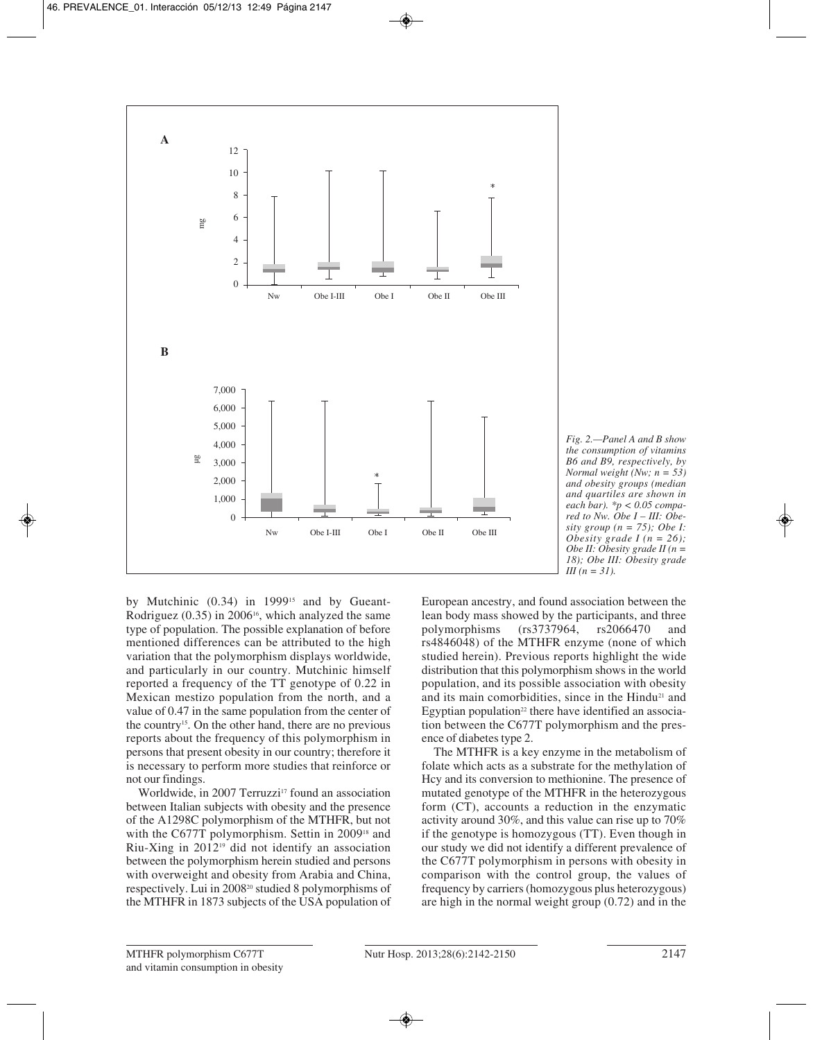Fig. 2.—Panel A and B show the consumption of vitamins B6 and B9, respectively, by Normal weight (Nw; n = 53) and obesity groups (median and quartiles are shown in each bar). *$p < 0.05$ compared to Nw. Obe I – III: Obesity group (n = 75); Obe I: Obesity grade I (n = 26); Obe II: Obesity grade II (n = 18); Obe III: Obesity grade III (n = 31).

by Mutchinic (0.34) in 1999[15] and by Gueant-Rodriguez (0.35) in 2006[16], which analyzed the same type of population. The possible explanation of before mentioned differences can be attributed to the high variation that the polymorphism displays worldwide, and particularly in our country. Mutchinic himself reported a frequency of the TT genotype of 0.22 in Mexican mestizo population from the north, and a value of 0.47 in the same population from the center of the country[15]. On the other hand, there are no previous reports about the frequency of this polymorphism in persons that present obesity in our country; therefore it is necessary to perform more studies that reinforce or not our findings.

Worldwide, in 2007 Terruzzi[17] found an association between Italian subjects with obesity and the presence of the A1298C polymorphism of the MTHFR, but not with the C677T polymorphism. Settin in 2009[18] and Riu-Xing in 2012[19] did not identify an association between the polymorphism herein studied and persons with overweight and obesity from Arabia and China, respectively. Lui in 2008[20] studied 8 polymorphisms of the MTHFR in 1873 subjects of the USA population of European ancestry, and found association between the lean body mass showed by the participants, and three polymorphisms (rs3737964, rs2066470 and rs4846048) of the MTHFR enzyme (none of which studied herein). Previous reports highlight the wide distribution that this polymorphism shows in the world population, and its possible association with obesity and its main comorbidities, since in the Hindu[21] and Egyptian population[22] there have identified an association between the C677T polymorphism and the presence of diabetes type 2.

The MTHFR is a key enzyme in the metabolism of folate which acts as a substrate for the methylation of Hcy and its conversion to methionine. The presence of mutated genotype of the MTHFR in the heterozygous form (CT), accounts a reduction in the enzymatic activity around 30%, and this value can rise up to 70% if the genotype is homozygous (TT). Even though in our study we did not identify a different prevalence of the C677T polymorphism in persons with obesity in comparison with the control group, the values of frequency by carriers (homozygous plus heterozygous) are high in the normal weight group (0.72) and in the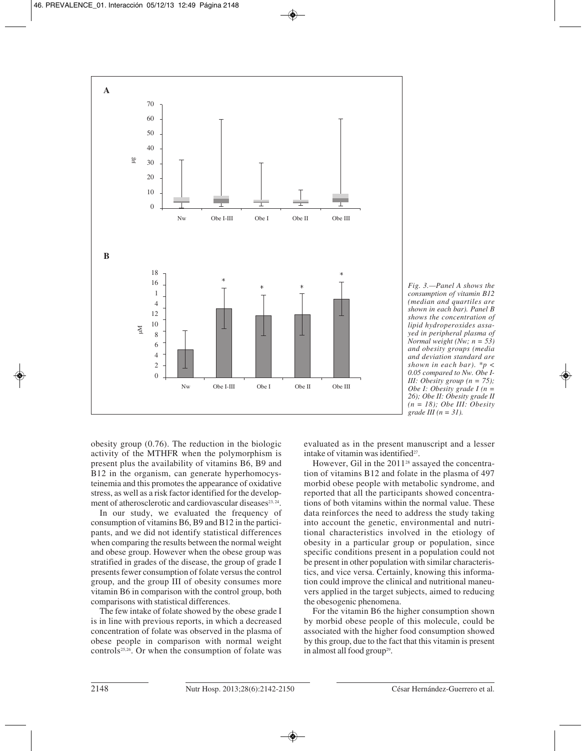Fig. 3.—Panel A shows the consumption of vitamin B12 (median and quartiles are shown in each bar). Panel B shows the concentration of lipid hydroperoxides assayed in peripheral plasma of Normal weight (Nw; $n = 53$) and obesity groups (media and deviation standard are shown in each bar). *$p < 0.05$ compared to Nw. Obe I-III: Obesity group ($n = 75$); Obe I: Obesity grade I ($n = 26$); Obe II: Obesity grade II ($n = 18$); Obe III: Obesity grade III ($n = 31$).

obesity group (0.76). The reduction in the biologic activity of the MTHFR when the polymorphism is present plus the availability of vitamins B6, B9 and B12 in the organism, can generate hyperhomocysteinemia and this promotes the appearance of oxidative stress, as well as a risk factor identified for the development of atherosclerotic and cardiovascular diseases[23, 24].

In our study, we evaluated the frequency of consumption of vitamins B6, B9 and B12 in the participants, and we did not identify statistical differences when comparing the results between the normal weight and obese group. However when the obese group was stratified in grades of the disease, the group of grade I presents fewer consumption of folate versus the control group, and the group III of obesity consumes more vitamin B6 in comparison with the control group, both comparisons with statistical differences.

The few intake of folate showed by the obese grade I is in line with previous reports, in which a decreased concentration of folate was observed in the plasma of obese people in comparison with normal weight controls[25,26]. Or when the consumption of folate was evaluated as in the present manuscript and a lesser intake of vitamin was identified[27].

However, Gil in the 2011[28] assayed the concentration of vitamins B12 and folate in the plasma of 497 morbid obese people with metabolic syndrome, and reported that all the participants showed concentrations of both vitamins within the normal value. These data reinforces the need to address the study taking into account the genetic, environmental and nutritional characteristics involved in the etiology of obesity in a particular group or population, since specific conditions present in a population could not be present in other population with similar characteristics, and vice versa. Certainly, knowing this information could improve the clinical and nutritional maneuvers applied in the target subjects, aimed to reducing the obesogenic phenomena.

For the vitamin B6 the higher consumption shown by morbid obese people of this molecule, could be associated with the higher food consumption showed by this group, due to the fact that this vitamin is present in almost all food group[29].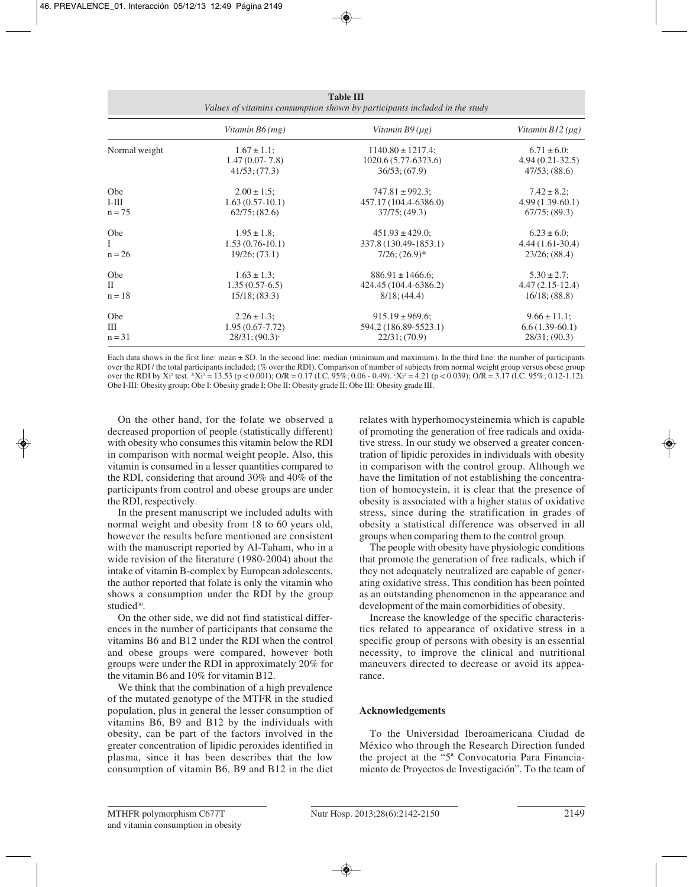**Table III**
*Values of vitamins consumption shown by participants included in the study*

| | *Vitamin B6 (mg)* | *Vitamin B9 (µg)* | *Vitamin B12 (µg)* |
|---|---|---|---|
| Normal weight | 1.67 ± 1.1; 1.47 (0.07- 7.8) 41/53; (77.3) | 1140.80 ± 1217.4; 1020.6 (5.77-6373.6) 36/53; (67.9) | 6.71 ± 6.0; 4.94 (0.21-32.5) 47/53; (88.6) |
| Obe I-III n = 75 | 2.00 ± 1.5; 1.63 (0.57-10.1) 62/75; (82.6) | 747.81 ± 992.3; 457.17 (104.4-6386.0) 37/75; (49.3) | 7.42 ± 8.2; 4.99 (1.39-60.1) 67/75; (89.3) |
| Obe I n = 26 | 1.95 ± 1.8; 1.53 (0.76-10.1) 19/26; (73.1) | 451.93 ± 429.0; 337.8 (130.49-1853.1) 7/26; (26.9)* | 6.23 ± 6.0; 4.44 (1.61-30.4) 23/26; (88.4) |
| Obe II n = 18 | 1.63 ± 1.3; 1.35 (0.57-6.5) 15/18; (83.3) | 886.91 ± 1466.6; 424.45 (104.4-6386.2) 8/18; (44.4) | 5.30 ± 2.7; 4.47 (2.15-12.4) 16/18; (88.8) |
| Obe III n = 31 | 2.26 ± 1.3; 1.95 (0.67-7.72) 28/31; (90.3)+ | 915.19 ± 969.6; 594.2 (186.89-5523.1) 22/31; (70.9) | 9.66 ± 11.1; 6.6 (1.39-60.1) 28/31; (90.3) |

Each data shows in the first line: mean ± SD. In the second line: median (minimum and maximum). In the third line: the number of participants over the RDI / the total participants included; (% over the RDI). Comparison of number of subjects from normal weight group versus obese group over the RDI by $Xi^2$ test. *$Xi^2$ = 13.53 ($p < 0.001$); O/R = 0.17 (I.C. 95%; 0.06 - 0.49). +$Xi^2$ = 4.21 ($p < 0.039$); O/R = 3.17 (I.C. 95%; 0.12-1.12). Obe I-III: Obesity group; Obe I: Obesity grade I; Obe II: Obesity grade II; Obe III: Obesity grade III.

On the other hand, for the folate we observed a decreased proportion of people (statistically different) with obesity who consumes this vitamin below the RDI in comparison with normal weight people. Also, this vitamin is consumed in a lesser quantities compared to the RDI, considering that around 30% and 40% of the participants from control and obese groups are under the RDI, respectively.

In the present manuscript we included adults with normal weight and obesity from 18 to 60 years old, however the results before mentioned are consistent with the manuscript reported by Al-Taham, who in a wide revision of the literature (1980-2004) about the intake of vitamin B-complex by European adolescents, the author reported that folate is only the vitamin who shows a consumption under the RDI by the group studied[30].

On the other side, we did not find statistical differences in the number of participants that consume the vitamins B6 and B12 under the RDI when the control and obese groups were compared, however both groups were under the RDI in approximately 20% for the vitamin B6 and 10% for vitamin B12.

We think that the combination of a high prevalence of the mutated genotype of the MTFR in the studied population, plus in general the lesser consumption of vitamins B6, B9 and B12 by the individuals with obesity, can be part of the factors involved in the greater concentration of lipidic peroxides identified in plasma, since it has been describes that the low consumption of vitamin B6, B9 and B12 in the diet relates with hyperhomocysteinemia which is capable of promoting the generation of free radicals and oxidative stress. In our study we observed a greater concentration of lipidic peroxides in individuals with obesity in comparison with the control group. Although we have the limitation of not establishing the concentration of homocystein, it is clear that the presence of obesity is associated with a higher status of oxidative stress, since during the stratification in grades of obesity a statistical difference was observed in all groups when comparing them to the control group.

The people with obesity have physiologic conditions that promote the generation of free radicals, which if they not adequately neutralized are capable of generating oxidative stress. This condition has been pointed as an outstanding phenomenon in the appearance and development of the main comorbidities of obesity.

Increase the knowledge of the specific characteristics related to appearance of oxidative stress in a specific group of persons with obesity is an essential necessity, to improve the clinical and nutritional maneuvers directed to decrease or avoid its appearance.

## Acknowledgements

To the Universidad Iberoamericana Ciudad de México who through the Research Direction funded the project at the "5ª Convocatoria Para Financiamiento de Proyectos de Investigación". To the team of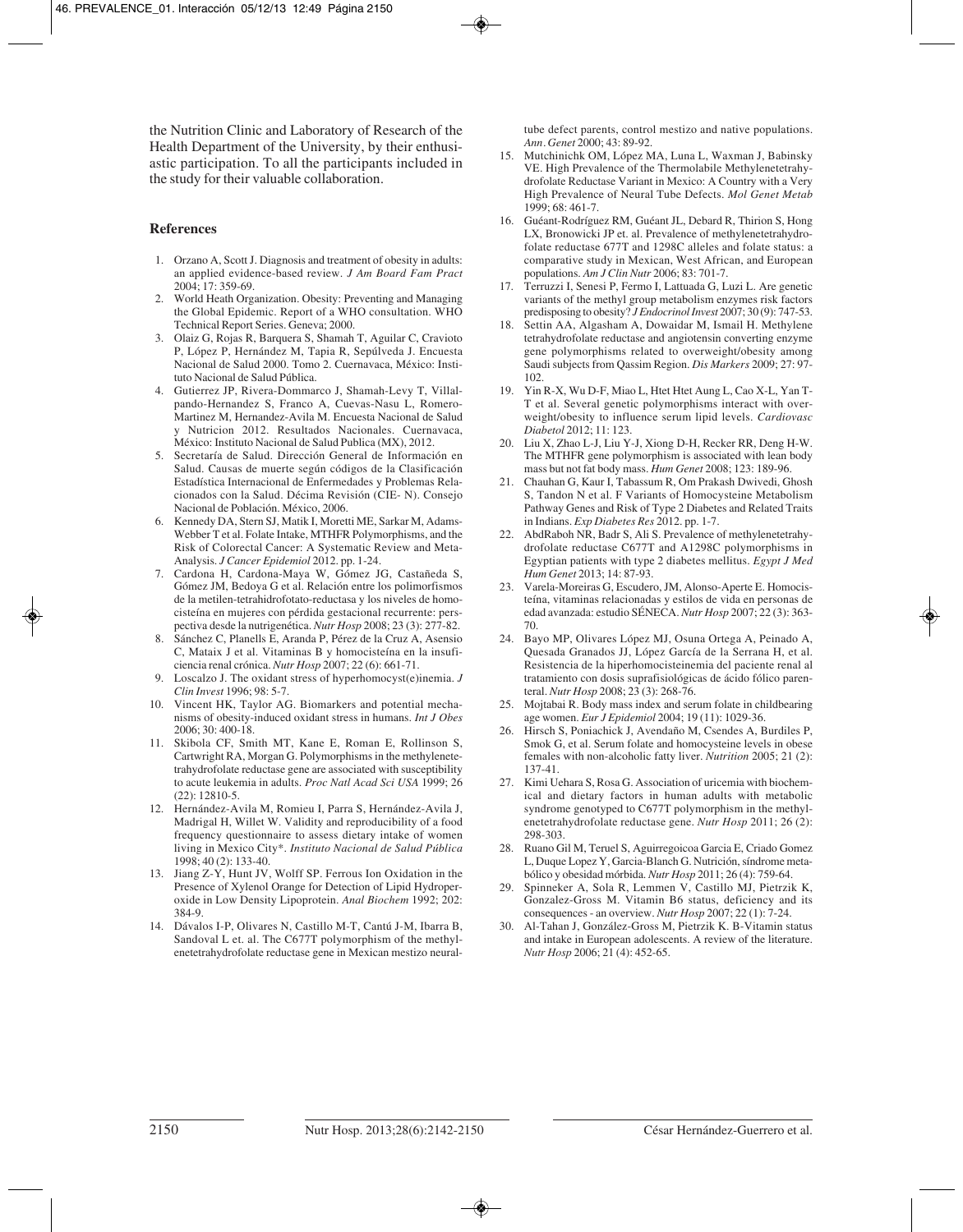the Nutrition Clinic and Laboratory of Research of the Health Department of the University, by their enthusiastic participation. To all the participants included in the study for their valuable collaboration.

## References

1. Orzano A, Scott J. Diagnosis and treatment of obesity in adults: an applied evidence-based review. *J Am Board Fam Pract* 2004; 17: 359-69.
2. World Heath Organization. Obesity: Preventing and Managing the Global Epidemic. Report of a WHO consultation. WHO Technical Report Series. Geneva; 2000.
3. Olaiz G, Rojas R, Barquera S, Shamah T, Aguilar C, Cravioto P, López P, Hernández M, Tapia R, Sepúlveda J. Encuesta Nacional de Salud 2000. Tomo 2. Cuernavaca, México: Instituto Nacional de Salud Pública.
4. Gutierrez JP, Rivera-Dommarco J, Shamah-Levy T, Villalpando-Hernandez S, Franco A, Cuevas-Nasu L, Romero-Martinez M, Hernandez-Avila M. Encuesta Nacional de Salud y Nutricion 2012. Resultados Nacionales. Cuernavaca, México: Instituto Nacional de Salud Publica (MX), 2012.
5. Secretaría de Salud. Dirección General de Información en Salud. Causas de muerte según códigos de la Clasificación Estadística Internacional de Enfermedades y Problemas Relacionados con la Salud. Décima Revisión (CIE- N). Consejo Nacional de Población. México, 2006.
6. Kennedy DA, Stern SJ, Matik I, Moretti ME, Sarkar M, Adams-Webber T et al. Folate Intake, MTHFR Polymorphisms, and the Risk of Colorectal Cancer: A Systematic Review and Meta-Analysis. *J Cancer Epidemiol* 2012. pp. 1-24.
7. Cardona H, Cardona-Maya W, Gómez JG, Castañeda S, Gómez JM, Bedoya G et al. Relación entre los polimorfismos de la metilen-tetrahidrofotato-reductasa y los niveles de homocisteína en mujeres con pérdida gestacional recurrente: perspectiva desde la nutrigenética. *Nutr Hosp* 2008; 23 (3): 277-82.
8. Sánchez C, Planells E, Aranda P, Pérez de la Cruz A, Asensio C, Mataix J et al. Vitaminas B y homocisteína en la insuficiencia renal crónica. *Nutr Hosp* 2007; 22 (6): 661-71.
9. Loscalzo J. The oxidant stress of hyperhomocyst(e)inemia. *J Clin Invest* 1996; 98: 5-7.
10. Vincent HK, Taylor AG. Biomarkers and potential mechanisms of obesity-induced oxidant stress in humans. *Int J Obes* 2006; 30: 400-18.
11. Skibola CF, Smith MT, Kane E, Roman E, Rollinson S, Cartwright RA, Morgan G. Polymorphisms in the methylenetetrahydrofolate reductase gene are associated with susceptibility to acute leukemia in adults. *Proc Natl Acad Sci USA* 1999; 26 (22): 12810-5.
12. Hernández-Avila M, Romieu I, Parra S, Hernández-Avila J, Madrigal H, Willet W. Validity and reproducibility of a food frequency questionnaire to assess dietary intake of women living in Mexico City*. *Instituto Nacional de Salud Pública* 1998; 40 (2): 133-40.
13. Jiang Z-Y, Hunt JV, Wolff SP. Ferrous Ion Oxidation in the Presence of Xylenol Orange for Detection of Lipid Hydroperoxide in Low Density Lipoprotein. *Anal Biochem* 1992; 202: 384-9.
14. Dávalos I-P, Olivares N, Castillo M-T, Cantú J-M, Ibarra B, Sandoval L et. al. The C677T polymorphism of the methylenetetrahydrofolate reductase gene in Mexican mestizo neural-tube defect parents, control mestizo and native populations. *Ann. Genet* 2000; 43: 89-92.
15. Mutchinichk OM, López MA, Luna L, Waxman J, Babinsky VE. High Prevalence of the Thermolabile Methylenetetrahydrofolate Reductase Variant in Mexico: A Country with a Very High Prevalence of Neural Tube Defects. *Mol Genet Metab* 1999; 68: 461-7.
16. Guéant-Rodríguez RM, Guéant JL, Debard R, Thirion S, Hong LX, Bronowicki JP et. al. Prevalence of methylenetetrahydrofolate reductase 677T and 1298C alleles and folate status: a comparative study in Mexican, West African, and European populations. *Am J Clin Nutr* 2006; 83: 701-7.
17. Terruzzi I, Senesi P, Fermo I, Lattuada G, Luzi L. Are genetic variants of the methyl group metabolism enzymes risk factors predisposing to obesity? *J Endocrinol Invest* 2007; 30 (9): 747-53.
18. Settin AA, Algasham A, Dowaidar M, Ismail H. Methylene tetrahydrofolate reductase and angiotensin converting enzyme gene polymorphisms related to overweight/obesity among Saudi subjects from Qassim Region. *Dis Markers* 2009; 27: 97-102.
19. Yin R-X, Wu D-F, Miao L, Htet Htet Aung L, Cao X-L, Yan T-T et al. Several genetic polymorphisms interact with overweight/obesity to influence serum lipid levels. *Cardiovasc Diabetol* 2012; 11: 123.
20. Liu X, Zhao L-J, Liu Y-J, Xiong D-H, Recker RR, Deng H-W. The MTHFR gene polymorphism is associated with lean body mass but not fat body mass. *Hum Genet* 2008; 123: 189-96.
21. Chauhan G, Kaur I, Tabassum R, Om Prakash Dwivedi, Ghosh S, Tandon N et al. F Variants of Homocysteine Metabolism Pathway Genes and Risk of Type 2 Diabetes and Related Traits in Indians. *Exp Diabetes Res* 2012. pp. 1-7.
22. AbdRaboh NR, Badr S, Ali S. Prevalence of methylenetetrahydrofolate reductase C677T and A1298C polymorphisms in Egyptian patients with type 2 diabetes mellitus. *Egypt J Med Hum Genet* 2013; 14: 87-93.
23. Varela-Moreiras G, Escudero, JM, Alonso-Aperte E. Homocisteína, vitaminas relacionadas y estilos de vida en personas de edad avanzada: estudio SÉNECA. *Nutr Hosp* 2007; 22 (3): 363-70.
24. Bayo MP, Olivares López MJ, Osuna Ortega A, Peinado A, Quesada Granados JJ, López García de la Serrana H, et al. Resistencia de la hiperhomocisteinemia del paciente renal al tratamiento con dosis suprafisiológicas de ácido fólico parenteral. *Nutr Hosp* 2008; 23 (3): 268-76.
25. Mojtabai R. Body mass index and serum folate in childbearing age women. *Eur J Epidemiol* 2004; 19 (11): 1029-36.
26. Hirsch S, Poniachick J, Avendaño M, Csendes A, Burdiles P, Smok G, et al. Serum folate and homocysteine levels in obese females with non-alcoholic fatty liver. *Nutrition* 2005; 21 (2): 137-41.
27. Kimi Uehara S, Rosa G. Association of uricemia with biochemical and dietary factors in human adults with metabolic syndrome genotyped to C677T polymorphism in the methylenetetrahydrofolate reductase gene. *Nutr Hosp* 2011; 26 (2): 298-303.
28. Ruano Gil M, Teruel S, Aguirregoicoa Garcia E, Criado Gomez L, Duque Lopez Y, Garcia-Blanch G. Nutrición, síndrome metabólico y obesidad mórbida. *Nutr Hosp* 2011; 26 (4): 759-64.
29. Spinneker A, Sola R, Lemmen V, Castillo MJ, Pietrzik K, Gonzalez-Gross M. Vitamin B6 status, deficiency and its consequences - an overview. *Nutr Hosp* 2007; 22 (1): 7-24.
30. Al-Tahan J, González-Gross M, Pietrzik K. B-Vitamin status and intake in European adolescents. A review of the literature. *Nutr Hosp* 2006; 21 (4): 452-65.